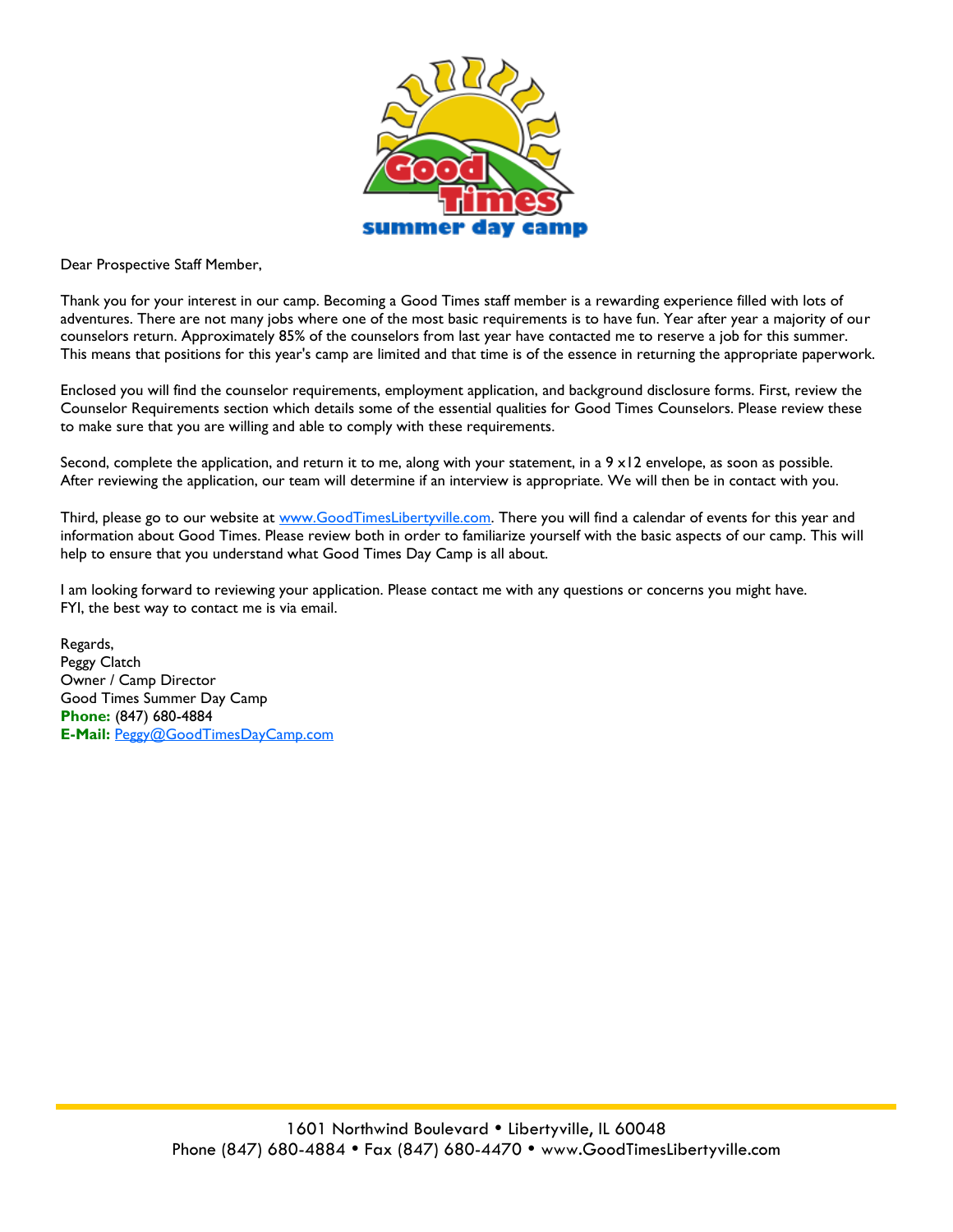Dear Prospective Staff Member,

Thank you for your interest in our camp. Becoming a Good Times staff member is a rewarding experience filled with lots of adventures. There are not many jobs where one of the most basic requirements is to have fun. Year after year a majority of our counselors return. Approximately 85% of the counselors from last year have contacted me to reserve a job for this summer. This means that positions for this year's camp are limited and that time is of the essence in returning the appropriate paperwork.

Enclosed you will find the counselor requirements, employment application, and background disclosure forms. First, review the Counselor Requirements section which details some of the essential qualities for Good Times Counselors. Please review these to make sure that you are willing and able to comply with these requirements.

Second, complete the application, and return it to me, along with your statement, in a 9 x12 envelope, as soon as possible. After reviewing the application, our team will determine if an interview is appropriate. We will then be in contact with you.

Third, please go to our website at [www.GoodTimesLibertyville.com](http://www.GoodTimesLibertyville.com). There you will find a calendar of events for this year and information about Good Times. Please review both in order to familiarize yourself with the basic aspects of our camp. This will help to ensure that you understand what Good Times Day Camp is all about.

I am looking forward to reviewing your application. Please contact me with any questions or concerns you might have.
FYI, the best way to contact me is via email.

Regards,
Peggy Clatch
Owner / Camp Director
Good Times Summer Day Camp
**Phone:** (847) 680-4884
**E-Mail:** [Peggy@GoodTimesDayCamp.com](mailto:Peggy@GoodTimesDayCamp.com)

1601 Northwind Boulevard • Libertyville, IL 60048
Phone (847) 680-4884 • Fax (847) 680-4470 • www.GoodTimesLibertyville.com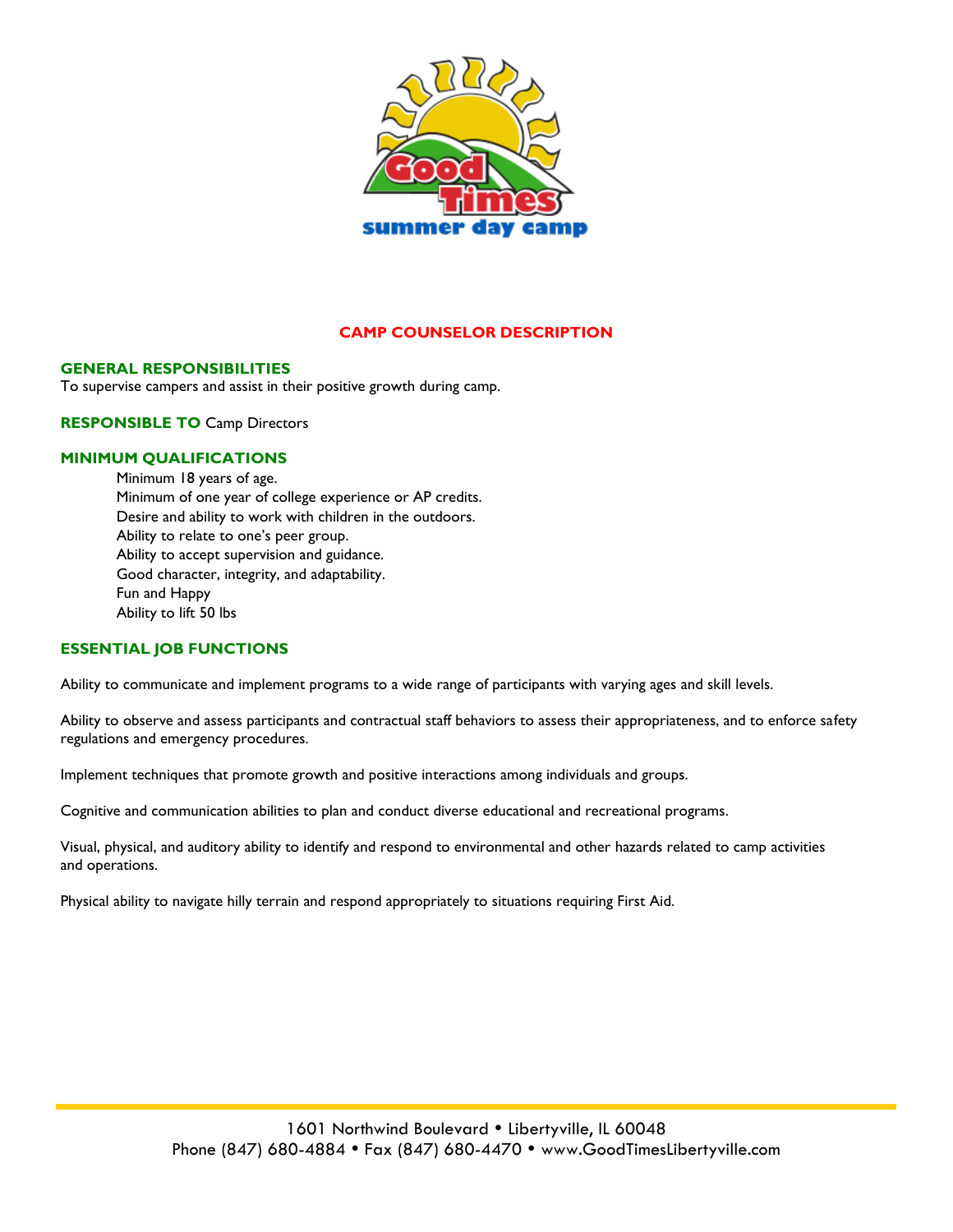# CAMP COUNSELOR DESCRIPTION

## GENERAL RESPONSIBILITIES

To supervise campers and assist in their positive growth during camp.

**RESPONSIBLE TO** Camp Directors

## MINIMUM QUALIFICATIONS

- Minimum 18 years of age.
- Minimum of one year of college experience or AP credits.
- Desire and ability to work with children in the outdoors.
- Ability to relate to one's peer group.
- Ability to accept supervision and guidance.
- Good character, integrity, and adaptability.
- Fun and Happy
- Ability to lift 50 lbs

## ESSENTIAL JOB FUNCTIONS

Ability to communicate and implement programs to a wide range of participants with varying ages and skill levels.

Ability to observe and assess participants and contractual staff behaviors to assess their appropriateness, and to enforce safety regulations and emergency procedures.

Implement techniques that promote growth and positive interactions among individuals and groups.

Cognitive and communication abilities to plan and conduct diverse educational and recreational programs.

Visual, physical, and auditory ability to identify and respond to environmental and other hazards related to camp activities and operations.

Physical ability to navigate hilly terrain and respond appropriately to situations requiring First Aid.

1601 Northwind Boulevard • Libertyville, IL 60048
Phone (847) 680-4884 • Fax (847) 680-4470 • www.GoodTimesLibertyville.com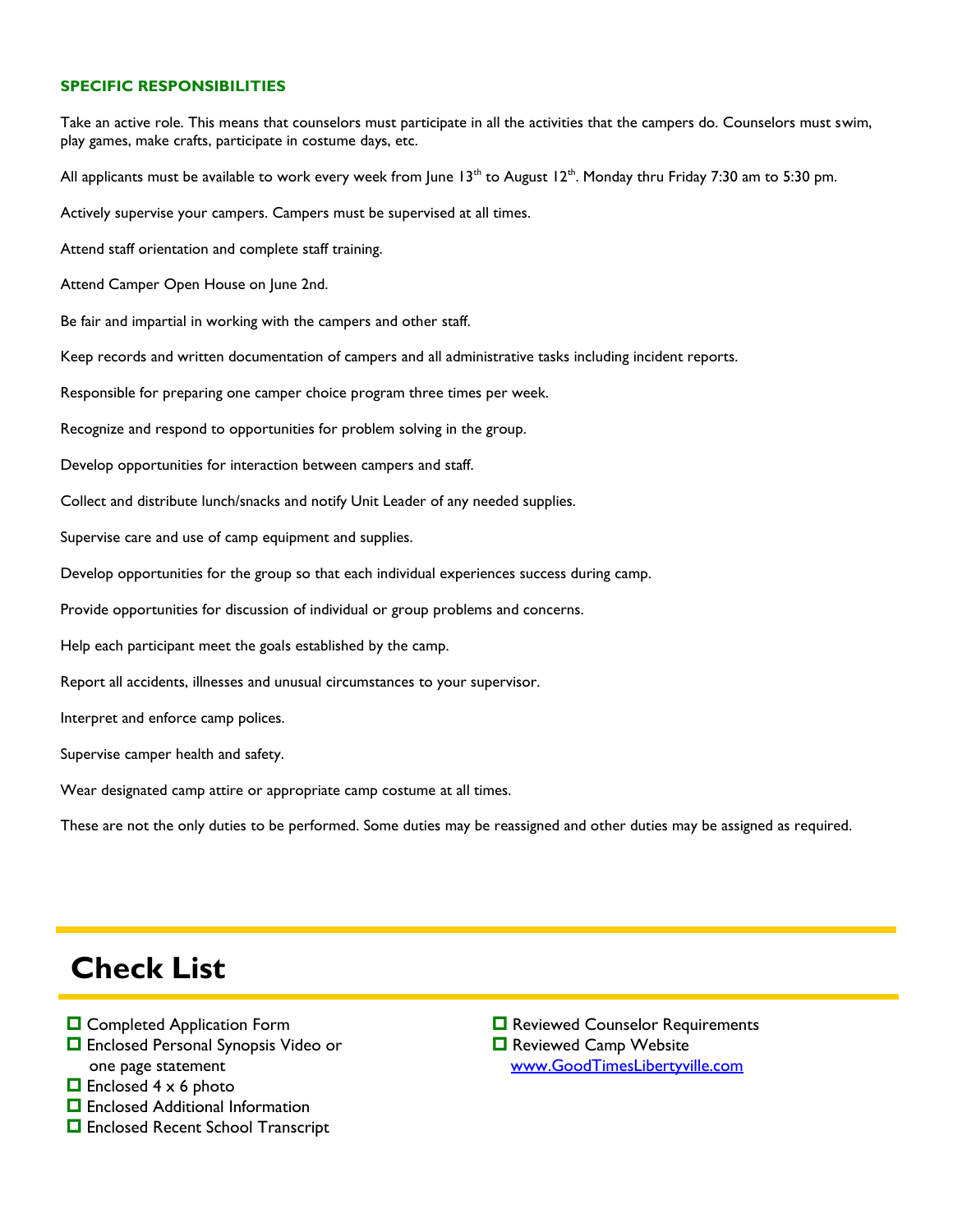### SPECIFIC RESPONSIBILITIES

Take an active role. This means that counselors must participate in all the activities that the campers do. Counselors must swim, play games, make crafts, participate in costume days, etc.

All applicants must be available to work every week from June 13th to August 12th. Monday thru Friday 7:30 am to 5:30 pm.

Actively supervise your campers. Campers must be supervised at all times.

Attend staff orientation and complete staff training.

Attend Camper Open House on June 2nd.

Be fair and impartial in working with the campers and other staff.

Keep records and written documentation of campers and all administrative tasks including incident reports.

Responsible for preparing one camper choice program three times per week.

Recognize and respond to opportunities for problem solving in the group.

Develop opportunities for interaction between campers and staff.

Collect and distribute lunch/snacks and notify Unit Leader of any needed supplies.

Supervise care and use of camp equipment and supplies.

Develop opportunities for the group so that each individual experiences success during camp.

Provide opportunities for discussion of individual or group problems and concerns.

Help each participant meet the goals established by the camp.

Report all accidents, illnesses and unusual circumstances to your supervisor.

Interpret and enforce camp polices.

Supervise camper health and safety.

Wear designated camp attire or appropriate camp costume at all times.

These are not the only duties to be performed. Some duties may be reassigned and other duties may be assigned as required.

# Check List

- ☐ Completed Application Form
- ☐ Enclosed Personal Synopsis Video or one page statement
- ☐ Enclosed 4 x 6 photo
- ☐ Enclosed Additional Information
- ☐ Enclosed Recent School Transcript
- ☐ Reviewed Counselor Requirements
- ☐ Reviewed Camp Website www.GoodTimesLibertyville.com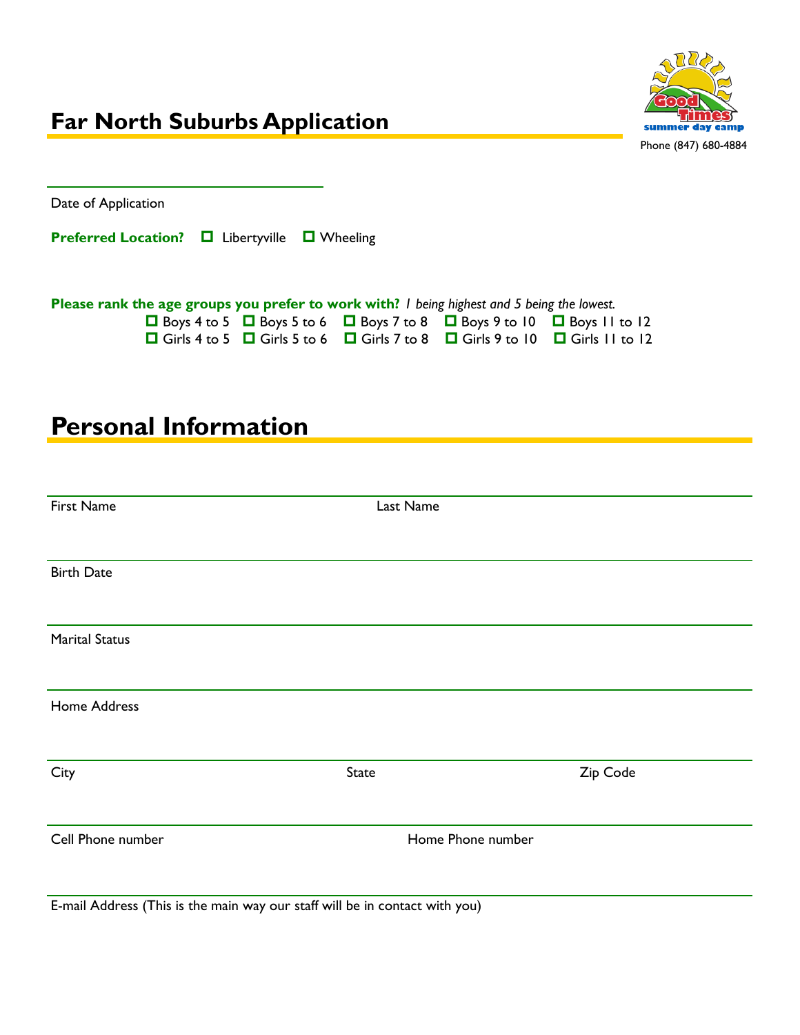## Far North Suburbs Application

Good Times summer day camp
Phone (847) 680-4884

Date of Application

**Preferred Location?** ☐ Libertyville ☐ Wheeling

**Please rank the age groups you prefer to work with?** *1 being highest and 5 being the lowest.*

☐ Boys 4 to 5 ☐ Boys 5 to 6 ☐ Boys 7 to 8 ☐ Boys 9 to 10 ☐ Boys 11 to 12
☐ Girls 4 to 5 ☐ Girls 5 to 6 ☐ Girls 7 to 8 ☐ Girls 9 to 10 ☐ Girls 11 to 12

# Personal Information

First Name Last Name

Birth Date

Marital Status

Home Address

City State Zip Code

Cell Phone number Home Phone number

E-mail Address (This is the main way our staff will be in contact with you)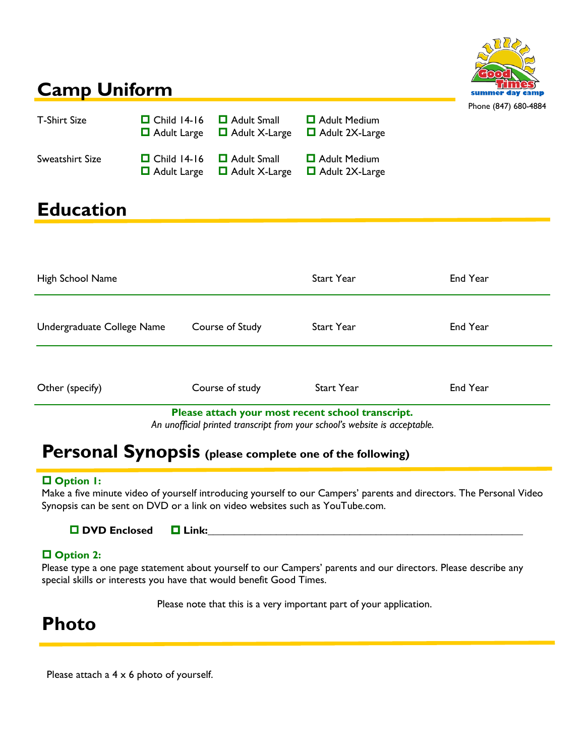Good Times summer day camp
Phone (847) 680-4884

## Camp Uniform

| | | | |
|---|---|---|---|
| T-Shirt Size | ☐ Child 14-16 | ☐ Adult Small | ☐ Adult Medium |
| | ☐ Adult Large | ☐ Adult X-Large | ☐ Adult 2X-Large |
| Sweatshirt Size | ☐ Child 14-16 | ☐ Adult Small | ☐ Adult Medium |
| | ☐ Adult Large | ☐ Adult X-Large | ☐ Adult 2X-Large |

## Education

| High School Name | | Start Year | End Year |
|---|---|---|---|
| | | | |

| Undergraduate College Name | Course of Study | Start Year | End Year |
|---|---|---|---|
| | | | |

| Other (specify) | Course of study | Start Year | End Year |
|---|---|---|---|
| | | | |

**Please attach your most recent school transcript.**
*An unofficial printed transcript from your school's website is acceptable.*

## Personal Synopsis (please complete one of the following)

**☐ Option 1:**
Make a five minute video of yourself introducing yourself to our Campers' parents and directors. The Personal Video Synopsis can be sent on DVD or a link on video websites such as YouTube.com.

**☐ DVD Enclosed** **☐ Link:**\_\_\_\_\_\_\_\_\_\_\_\_\_\_\_\_\_\_\_\_\_\_\_\_\_\_\_\_\_\_\_\_\_\_\_\_\_\_\_\_\_\_\_\_\_\_\_\_

**☐ Option 2:**
Please type a one page statement about yourself to our Campers' parents and our directors. Please describe any special skills or interests you have that would benefit Good Times.

Please note that this is a very important part of your application.

## Photo

Please attach a 4 x 6 photo of yourself.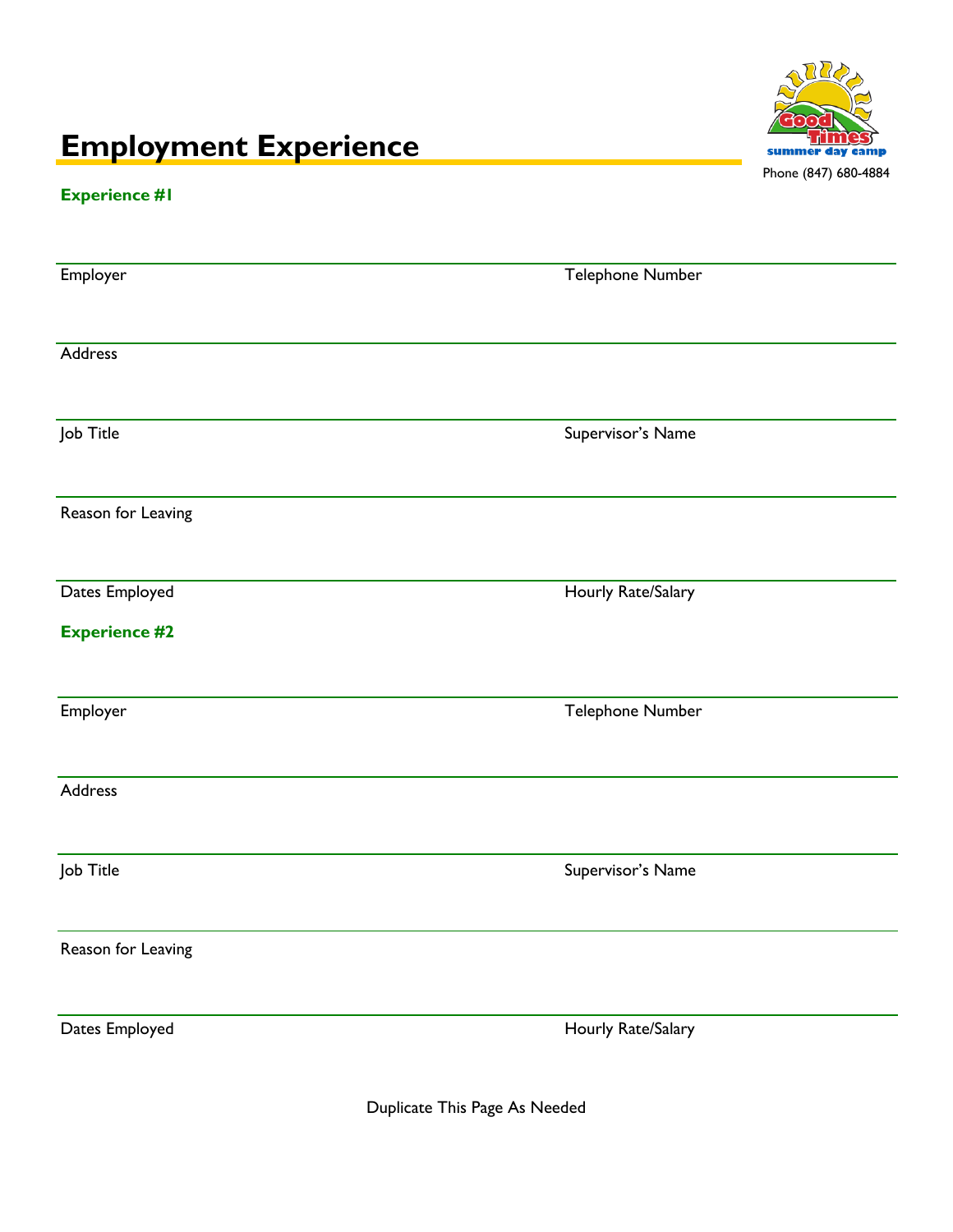# Employment Experience

Good Times summer day camp

Phone (847) 680-4884

### Experience #1

Employer ______________________ Telephone Number ______________________

Address ______________________

Job Title ______________________ Supervisor's Name ______________________

Reason for Leaving ______________________

Dates Employed ______________________ Hourly Rate/Salary ______________________

### Experience #2

Employer ______________________ Telephone Number ______________________

Address ______________________

Job Title ______________________ Supervisor's Name ______________________

Reason for Leaving ______________________

Dates Employed ______________________ Hourly Rate/Salary ______________________

Duplicate This Page As Needed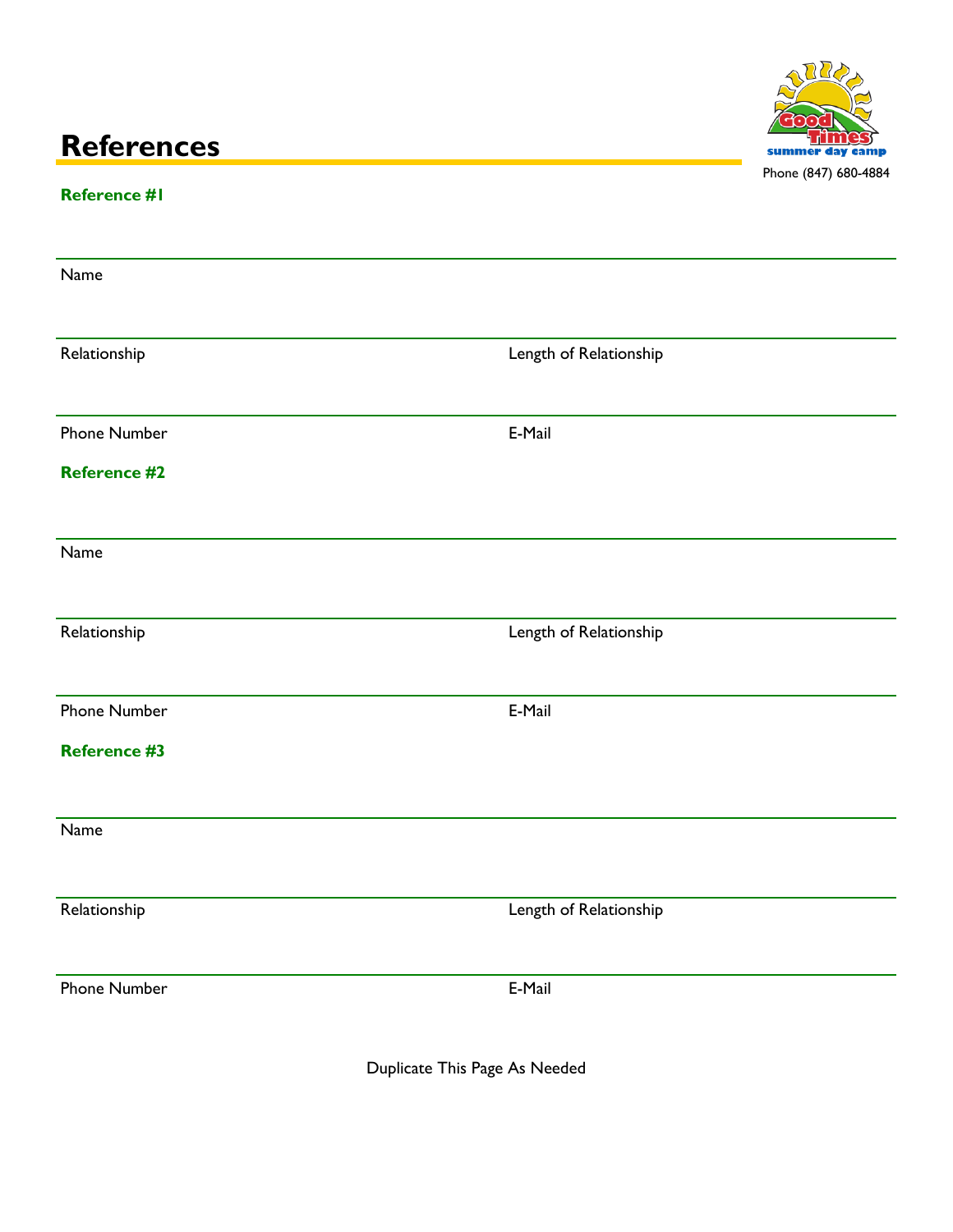# References

Good Times summer day camp
Phone (847) 680-4884

### Reference #1

Name

Relationship | Length of Relationship

Phone Number | E-Mail

### Reference #2

Name

Relationship | Length of Relationship

Phone Number | E-Mail

### Reference #3

Name

Relationship | Length of Relationship

Phone Number | E-Mail

Duplicate This Page As Needed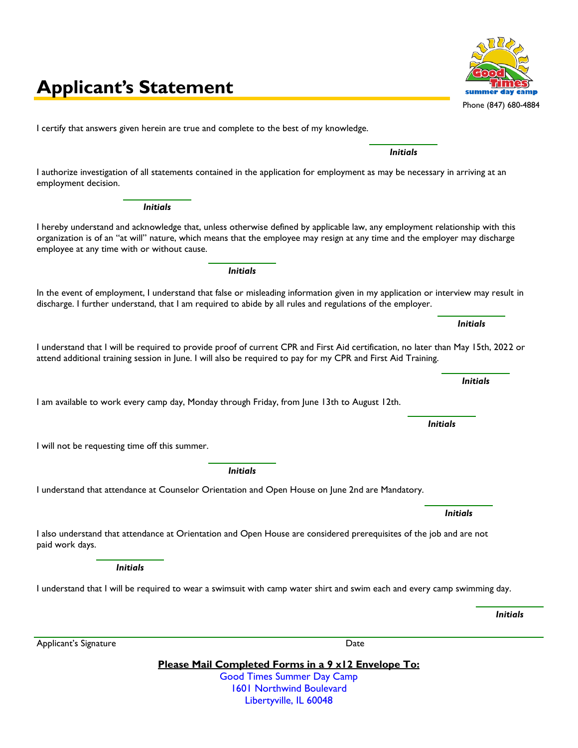# Applicant's Statement

Good Times summer day camp

Phone (847) 680-4884

I certify that answers given herein are true and complete to the best of my knowledge.

_____________ *Initials*

I authorize investigation of all statements contained in the application for employment as may be necessary in arriving at an employment decision.

_____________ *Initials*

I hereby understand and acknowledge that, unless otherwise defined by applicable law, any employment relationship with this organization is of an "at will" nature, which means that the employee may resign at any time and the employer may discharge employee at any time with or without cause.

_____________ *Initials*

In the event of employment, I understand that false or misleading information given in my application or interview may result in discharge. I further understand, that I am required to abide by all rules and regulations of the employer.

_____________ *Initials*

I understand that I will be required to provide proof of current CPR and First Aid certification, no later than May 15th, 2022 or attend additional training session in June. I will also be required to pay for my CPR and First Aid Training.

_____________ *Initials*

I am available to work every camp day, Monday through Friday, from June 13th to August 12th.

_____________ *Initials*

I will not be requesting time off this summer.

_____________ *Initials*

I understand that attendance at Counselor Orientation and Open House on June 2nd are Mandatory.

_____________ *Initials*

I also understand that attendance at Orientation and Open House are considered prerequisites of the job and are not paid work days.

_____________ *Initials*

I understand that I will be required to wear a swimsuit with camp water shirt and swim each and every camp swimming day.

_____________ *Initials*

Applicant's Signature ______________________________ Date ______________

**Please Mail Completed Forms in a 9 x12 Envelope To:**

Good Times Summer Day Camp
1601 Northwind Boulevard
Libertyville, IL 60048